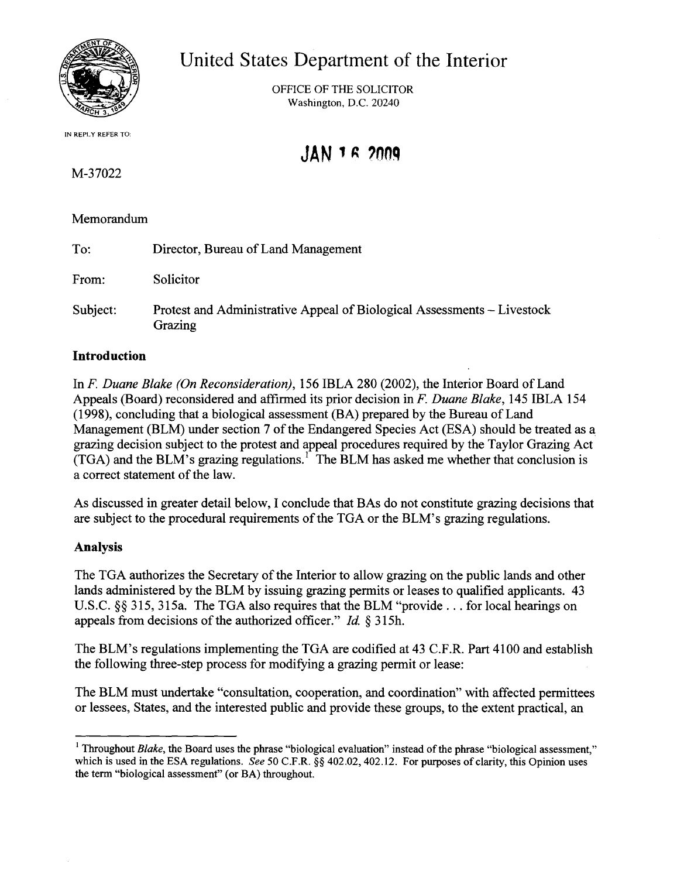# United States Department of the Interior

OFFICE OF THE SOLICITOR
Washington, D.C. 20240

IN REPLY REFER TO:

M-37022

JAN 16 2009

Memorandum

To: Director, Bureau of Land Management

From: Solicitor

Subject: Protest and Administrative Appeal of Biological Assessments – Livestock Grazing

## Introduction

In *F. Duane Blake (On Reconsideration)*, 156 IBLA 280 (2002), the Interior Board of Land Appeals (Board) reconsidered and affirmed its prior decision in *F. Duane Blake*, 145 IBLA 154 (1998), concluding that a biological assessment (BA) prepared by the Bureau of Land Management (BLM) under section 7 of the Endangered Species Act (ESA) should be treated as a grazing decision subject to the protest and appeal procedures required by the Taylor Grazing Act (TGA) and the BLM's grazing regulations.[1] The BLM has asked me whether that conclusion is a correct statement of the law.

As discussed in greater detail below, I conclude that BAs do not constitute grazing decisions that are subject to the procedural requirements of the TGA or the BLM's grazing regulations.

## Analysis

The TGA authorizes the Secretary of the Interior to allow grazing on the public lands and other lands administered by the BLM by issuing grazing permits or leases to qualified applicants. 43 U.S.C. §§ 315, 315a. The TGA also requires that the BLM "provide . . . for local hearings on appeals from decisions of the authorized officer." *Id.* § 315h.

The BLM's regulations implementing the TGA are codified at 43 C.F.R. Part 4100 and establish the following three-step process for modifying a grazing permit or lease:

The BLM must undertake "consultation, cooperation, and coordination" with affected permittees or lessees, States, and the interested public and provide these groups, to the extent practical, an

---

[1] Throughout *Blake*, the Board uses the phrase "biological evaluation" instead of the phrase "biological assessment," which is used in the ESA regulations. *See* 50 C.F.R. §§ 402.02, 402.12. For purposes of clarity, this Opinion uses the term "biological assessment" (or BA) throughout.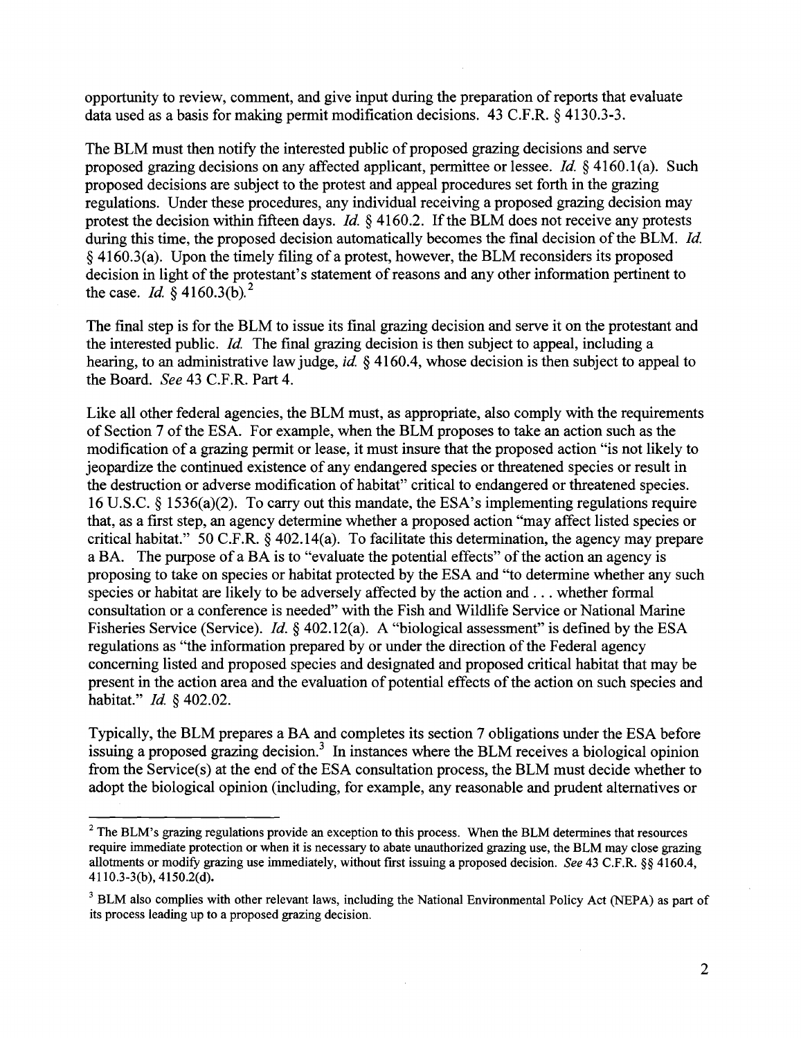opportunity to review, comment, and give input during the preparation of reports that evaluate data used as a basis for making permit modification decisions. 43 C.F.R. § 4130.3-3.

The BLM must then notify the interested public of proposed grazing decisions and serve proposed grazing decisions on any affected applicant, permittee or lessee. *Id.* § 4160.1(a). Such proposed decisions are subject to the protest and appeal procedures set forth in the grazing regulations. Under these procedures, any individual receiving a proposed grazing decision may protest the decision within fifteen days. *Id.* § 4160.2. If the BLM does not receive any protests during this time, the proposed decision automatically becomes the final decision of the BLM. *Id.* § 4160.3(a). Upon the timely filing of a protest, however, the BLM reconsiders its proposed decision in light of the protestant's statement of reasons and any other information pertinent to the case. *Id.* § 4160.3(b).[2]

The final step is for the BLM to issue its final grazing decision and serve it on the protestant and the interested public. *Id.* The final grazing decision is then subject to appeal, including a hearing, to an administrative law judge, *id.* § 4160.4, whose decision is then subject to appeal to the Board. *See* 43 C.F.R. Part 4.

Like all other federal agencies, the BLM must, as appropriate, also comply with the requirements of Section 7 of the ESA. For example, when the BLM proposes to take an action such as the modification of a grazing permit or lease, it must insure that the proposed action "is not likely to jeopardize the continued existence of any endangered species or threatened species or result in the destruction or adverse modification of habitat" critical to endangered or threatened species. 16 U.S.C. § 1536(a)(2). To carry out this mandate, the ESA's implementing regulations require that, as a first step, an agency determine whether a proposed action "may affect listed species or critical habitat." 50 C.F.R. § 402.14(a). To facilitate this determination, the agency may prepare a BA. The purpose of a BA is to "evaluate the potential effects" of the action an agency is proposing to take on species or habitat protected by the ESA and "to determine whether any such species or habitat are likely to be adversely affected by the action and . . . whether formal consultation or a conference is needed" with the Fish and Wildlife Service or National Marine Fisheries Service (Service). *Id.* § 402.12(a). A "biological assessment" is defined by the ESA regulations as "the information prepared by or under the direction of the Federal agency concerning listed and proposed species and designated and proposed critical habitat that may be present in the action area and the evaluation of potential effects of the action on such species and habitat." *Id.* § 402.02.

Typically, the BLM prepares a BA and completes its section 7 obligations under the ESA before issuing a proposed grazing decision.[3] In instances where the BLM receives a biological opinion from the Service(s) at the end of the ESA consultation process, the BLM must decide whether to adopt the biological opinion (including, for example, any reasonable and prudent alternatives or

---

[2] The BLM's grazing regulations provide an exception to this process. When the BLM determines that resources require immediate protection or when it is necessary to abate unauthorized grazing use, the BLM may close grazing allotments or modify grazing use immediately, without first issuing a proposed decision. *See* 43 C.F.R. §§ 4160.4, 4110.3-3(b), 4150.2(d).

[3] BLM also complies with other relevant laws, including the National Environmental Policy Act (NEPA) as part of its process leading up to a proposed grazing decision.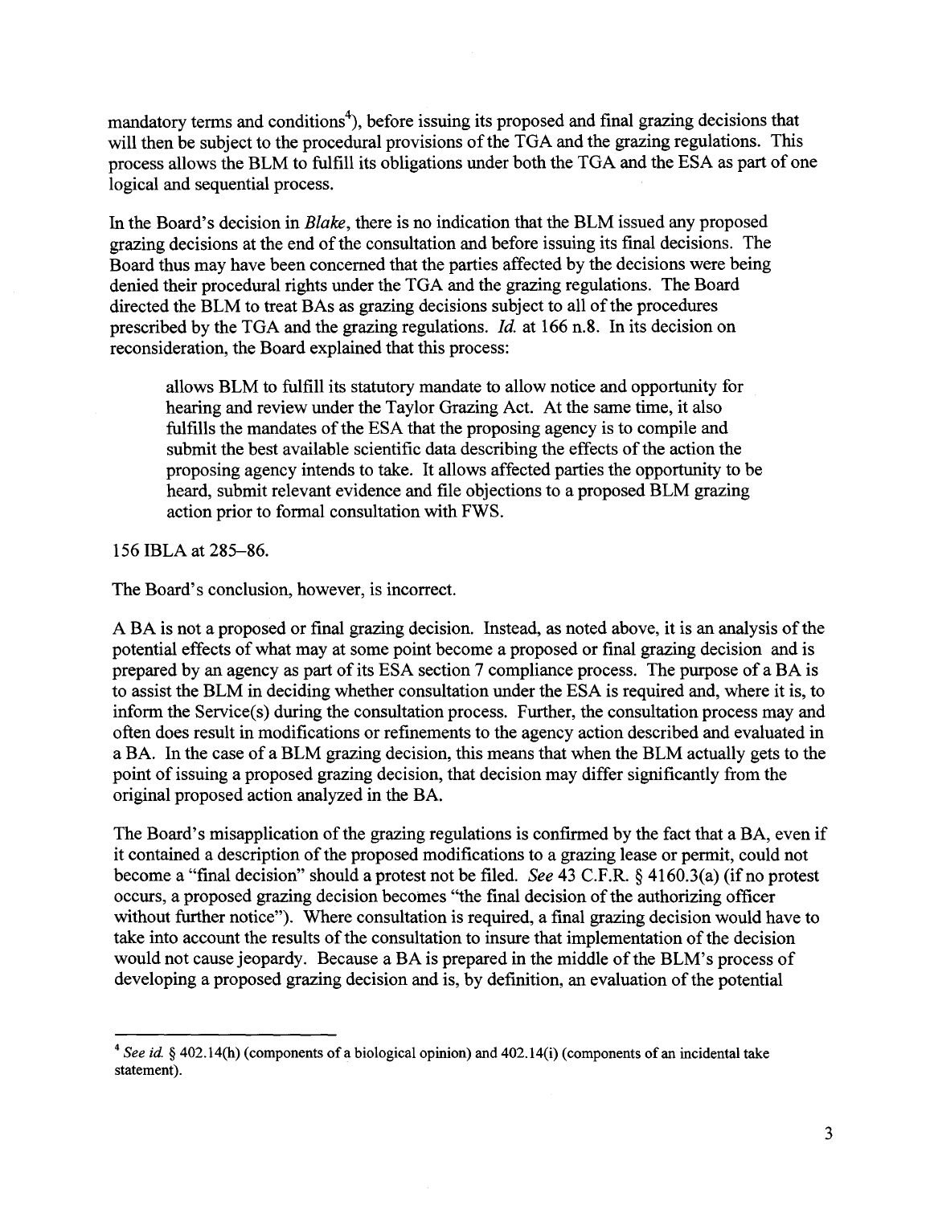mandatory terms and conditions[4]), before issuing its proposed and final grazing decisions that will then be subject to the procedural provisions of the TGA and the grazing regulations. This process allows the BLM to fulfill its obligations under both the TGA and the ESA as part of one logical and sequential process.

In the Board's decision in *Blake*, there is no indication that the BLM issued any proposed grazing decisions at the end of the consultation and before issuing its final decisions. The Board thus may have been concerned that the parties affected by the decisions were being denied their procedural rights under the TGA and the grazing regulations. The Board directed the BLM to treat BAs as grazing decisions subject to all of the procedures prescribed by the TGA and the grazing regulations. *Id.* at 166 n.8. In its decision on reconsideration, the Board explained that this process:

> allows BLM to fulfill its statutory mandate to allow notice and opportunity for hearing and review under the Taylor Grazing Act. At the same time, it also fulfills the mandates of the ESA that the proposing agency is to compile and submit the best available scientific data describing the effects of the action the proposing agency intends to take. It allows affected parties the opportunity to be heard, submit relevant evidence and file objections to a proposed BLM grazing action prior to formal consultation with FWS.

156 IBLA at 285–86.

The Board's conclusion, however, is incorrect.

A BA is not a proposed or final grazing decision. Instead, as noted above, it is an analysis of the potential effects of what may at some point become a proposed or final grazing decision and is prepared by an agency as part of its ESA section 7 compliance process. The purpose of a BA is to assist the BLM in deciding whether consultation under the ESA is required and, where it is, to inform the Service(s) during the consultation process. Further, the consultation process may and often does result in modifications or refinements to the agency action described and evaluated in a BA. In the case of a BLM grazing decision, this means that when the BLM actually gets to the point of issuing a proposed grazing decision, that decision may differ significantly from the original proposed action analyzed in the BA.

The Board's misapplication of the grazing regulations is confirmed by the fact that a BA, even if it contained a description of the proposed modifications to a grazing lease or permit, could not become a "final decision" should a protest not be filed. *See* 43 C.F.R. § 4160.3(a) (if no protest occurs, a proposed grazing decision becomes "the final decision of the authorizing officer without further notice"). Where consultation is required, a final grazing decision would have to take into account the results of the consultation to insure that implementation of the decision would not cause jeopardy. Because a BA is prepared in the middle of the BLM's process of developing a proposed grazing decision and is, by definition, an evaluation of the potential

[4] *See id.* § 402.14(h) (components of a biological opinion) and 402.14(i) (components of an incidental take statement).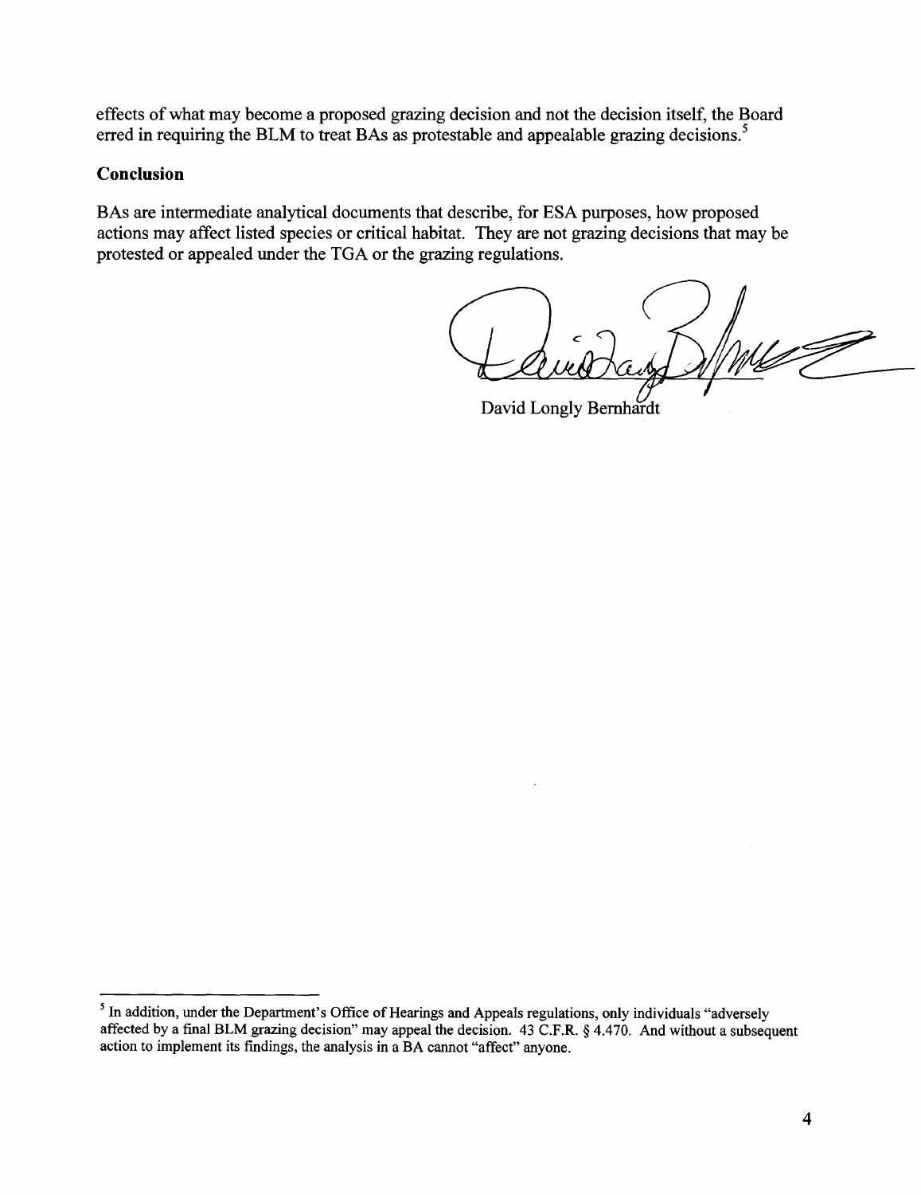effects of what may become a proposed grazing decision and not the decision itself, the Board erred in requiring the BLM to treat BAs as protestable and appealable grazing decisions.[5]

## Conclusion

BAs are intermediate analytical documents that describe, for ESA purposes, how proposed actions may affect listed species or critical habitat. They are not grazing decisions that may be protested or appealed under the TGA or the grazing regulations.

David Longly Bernhardt

[5] In addition, under the Department's Office of Hearings and Appeals regulations, only individuals "adversely affected by a final BLM grazing decision" may appeal the decision. 43 C.F.R. § 4.470. And without a subsequent action to implement its findings, the analysis in a BA cannot "affect" anyone.